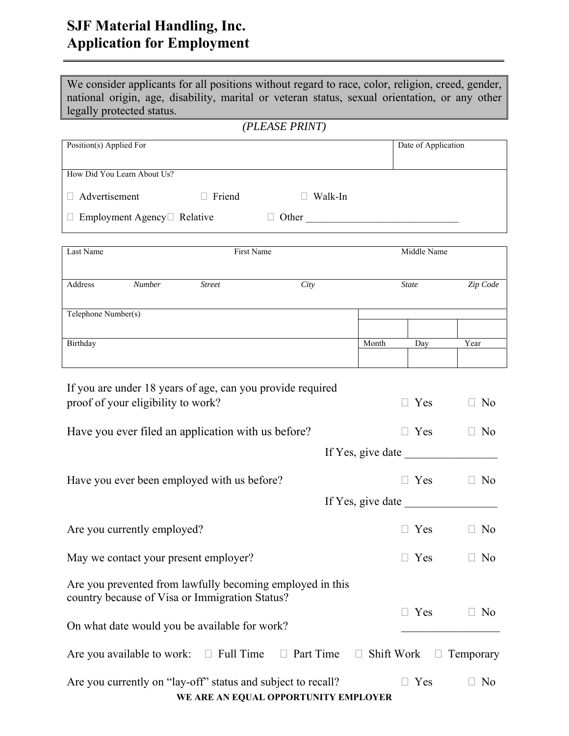# SJF Material Handling, Inc.
# Application for Employment

We consider applicants for all positions without regard to race, color, religion, creed, gender, national origin, age, disability, marital or veteran status, sexual orientation, or any other legally protected status.

*(PLEASE PRINT)*

| Position(s) Applied For | Date of Application |
| --- | --- |
| | |

How Did You Learn About Us?

☐ Advertisement ☐ Friend ☐ Walk-In

☐ Employment Agency ☐ Relative ☐ Other ______________________________

| Last Name | First Name | Middle Name |
| --- | --- | --- |
| | | |

| Address | *Number* | *Street* | *City* | *State* | *Zip Code* |
| --- | --- | --- | --- | --- | --- |
| | | | | | |

| Telephone Number(s) | | | |
| --- | --- | --- | --- |
| | | | |
| Birthday | Month | Day | Year |
| | | | |

If you are under 18 years of age, can you provide required proof of your eligibility to work? ☐ Yes ☐ No

Have you ever filed an application with us before? ☐ Yes ☐ No

If Yes, give date ________________

Have you ever been employed with us before? ☐ Yes ☐ No

If Yes, give date ________________

Are you currently employed? ☐ Yes ☐ No

May we contact your present employer? ☐ Yes ☐ No

Are you prevented from lawfully becoming employed in this country because of Visa or Immigration Status? ☐ Yes ☐ No

On what date would you be available for work? __________________

Are you available to work: ☐ Full Time ☐ Part Time ☐ Shift Work ☐ Temporary

Are you currently on "lay-off" status and subject to recall? ☐ Yes ☐ No

**WE ARE AN EQUAL OPPORTUNITY EMPLOYER**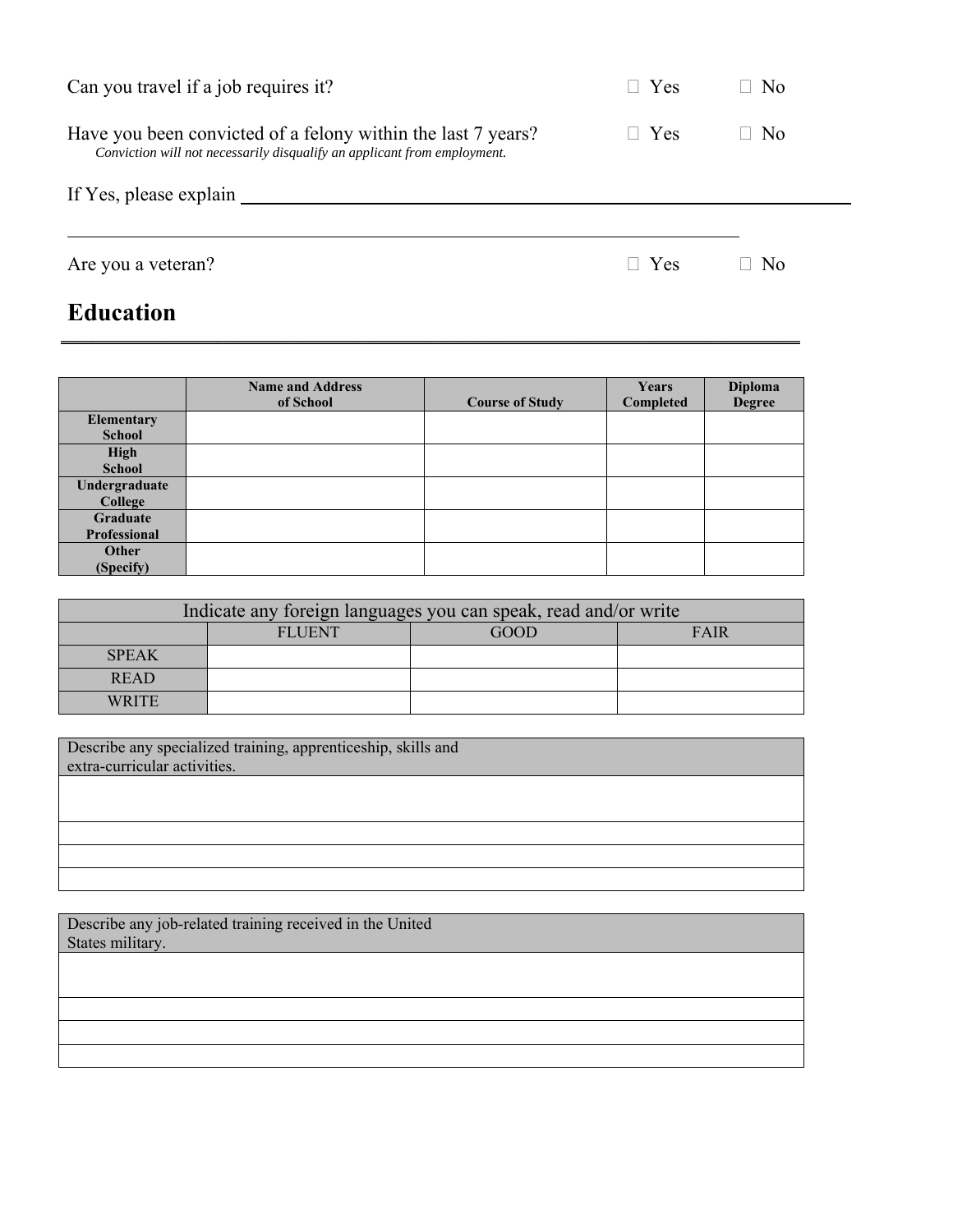Can you travel if a job requires it? ☐ Yes ☐ No

Have you been convicted of a felony within the last 7 years? ☐ Yes ☐ No
*Conviction will not necessarily disqualify an applicant from employment.*

If Yes, please explain ______________________________________________

______________________________________________

Are you a veteran? ☐ Yes ☐ No

## Education

| | Name and Address of School | Course of Study | Years Completed | Diploma Degree |
|---|---|---|---|---|
| **Elementary School** | | | | |
| **High School** | | | | |
| **Undergraduate College** | | | | |
| **Graduate Professional** | | | | |
| **Other (Specify)** | | | | |

| Indicate any foreign languages you can speak, read and/or write | | | |
|---|---|---|---|
| | FLUENT | GOOD | FAIR |
| SPEAK | | | |
| READ | | | |
| WRITE | | | |

| Describe any specialized training, apprenticeship, skills and extra-curricular activities. |
|---|
| |
| |
| |
| |

| Describe any job-related training received in the United States military. |
|---|
| |
| |
| |
| |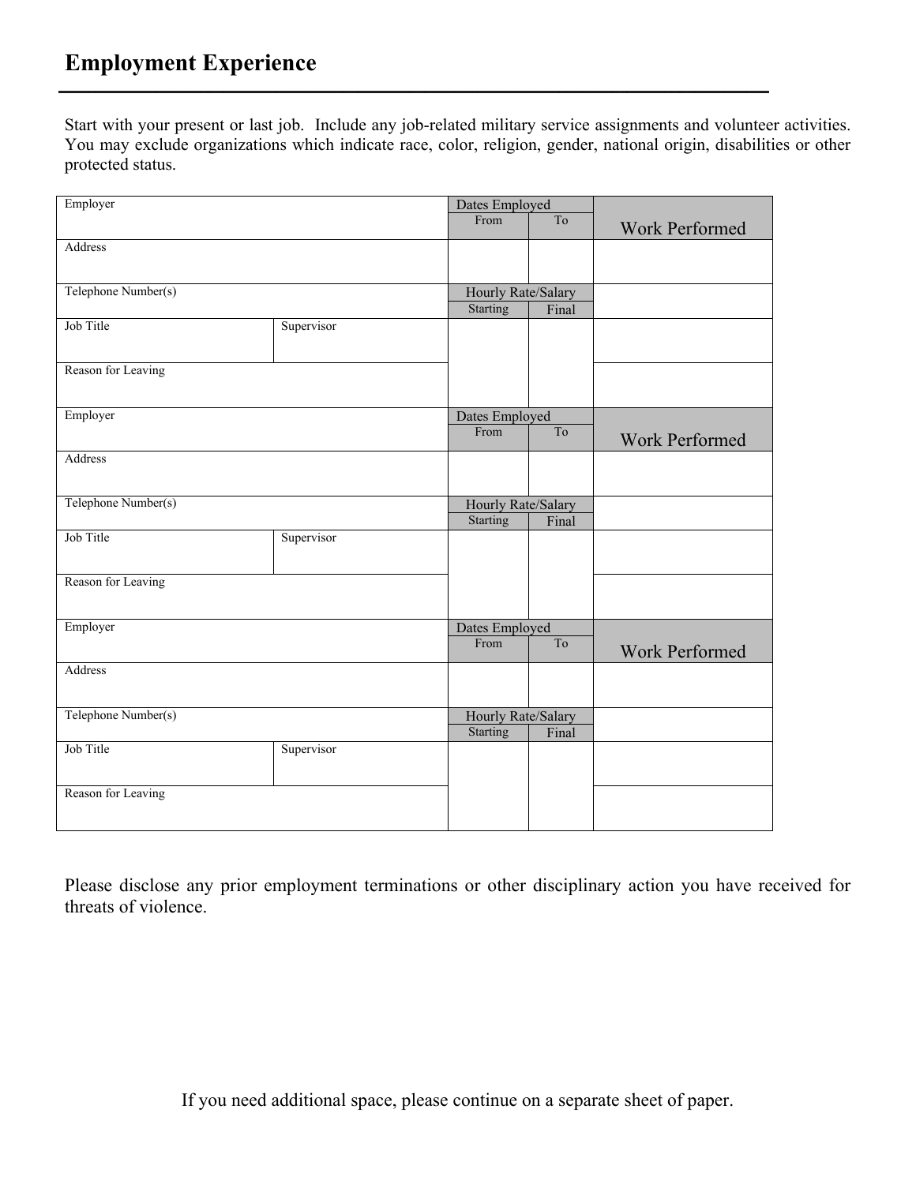## Employment Experience

Start with your present or last job. Include any job-related military service assignments and volunteer activities. You may exclude organizations which indicate race, color, religion, gender, national origin, disabilities or other protected status.

| Employer | | Dates Employed | | Work Performed |
|---|---|---|---|---|
| | | From | To | |
| Address | | | | |
| Telephone Number(s) | | Hourly Rate/Salary | | |
| | | Starting | Final | |
| Job Title | Supervisor | | | |
| Reason for Leaving | | | | |

| Employer | | Dates Employed | | Work Performed |
|---|---|---|---|---|
| | | From | To | |
| Address | | | | |
| Telephone Number(s) | | Hourly Rate/Salary | | |
| | | Starting | Final | |
| Job Title | Supervisor | | | |
| Reason for Leaving | | | | |

| Employer | | Dates Employed | | Work Performed |
|---|---|---|---|---|
| | | From | To | |
| Address | | | | |
| Telephone Number(s) | | Hourly Rate/Salary | | |
| | | Starting | Final | |
| Job Title | Supervisor | | | |
| Reason for Leaving | | | | |

Please disclose any prior employment terminations or other disciplinary action you have received for threats of violence.

If you need additional space, please continue on a separate sheet of paper.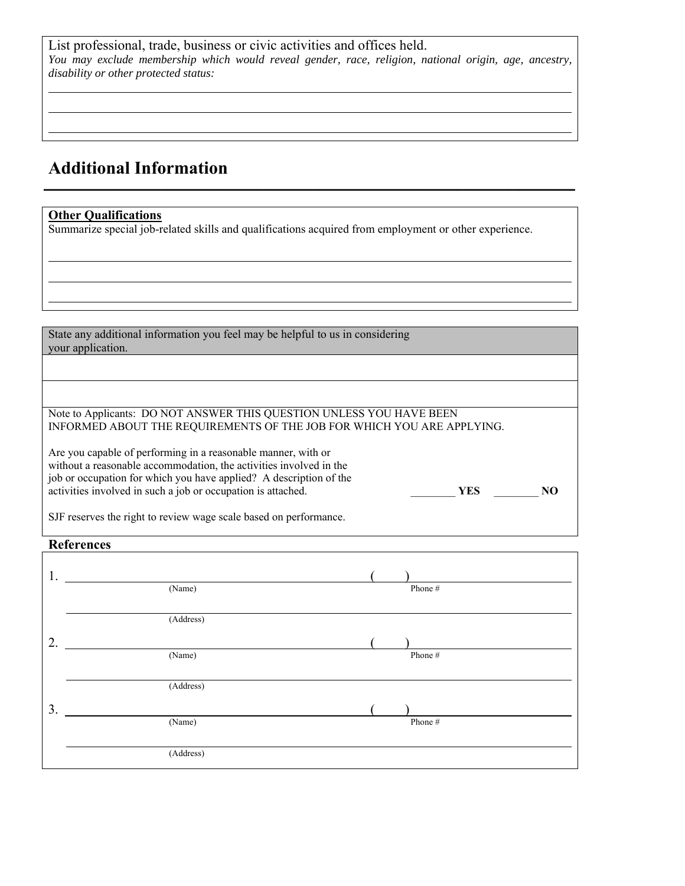List professional, trade, business or civic activities and offices held.

*You may exclude membership which would reveal gender, race, religion, national origin, age, ancestry, disability or other protected status:*

______________________________________________________________________________

______________________________________________________________________________

______________________________________________________________________________

## Additional Information

**Other Qualifications**

Summarize special job-related skills and qualifications acquired from employment or other experience.

______________________________________________________________________________

______________________________________________________________________________

______________________________________________________________________________

State any additional information you feel may be helpful to us in considering your application.

______________________________________________________________________________

______________________________________________________________________________

Note to Applicants: DO NOT ANSWER THIS QUESTION UNLESS YOU HAVE BEEN INFORMED ABOUT THE REQUIREMENTS OF THE JOB FOR WHICH YOU ARE APPLYING.

Are you capable of performing in a reasonable manner, with or without a reasonable accommodation, the activities involved in the job or occupation for which you have applied? A description of the activities involved in such a job or occupation is attached. ________ **YES** ________ **NO**

SJF reserves the right to review wage scale based on performance.

### References

1. ______________________________________ ( ) ______________________
   (Name) Phone #

   ______________________________________________________________________
   (Address)

2. ______________________________________ ( ) ______________________
   (Name) Phone #

   ______________________________________________________________________
   (Address)

3. ______________________________________ ( ) ______________________
   (Name) Phone #

   ______________________________________________________________________
   (Address)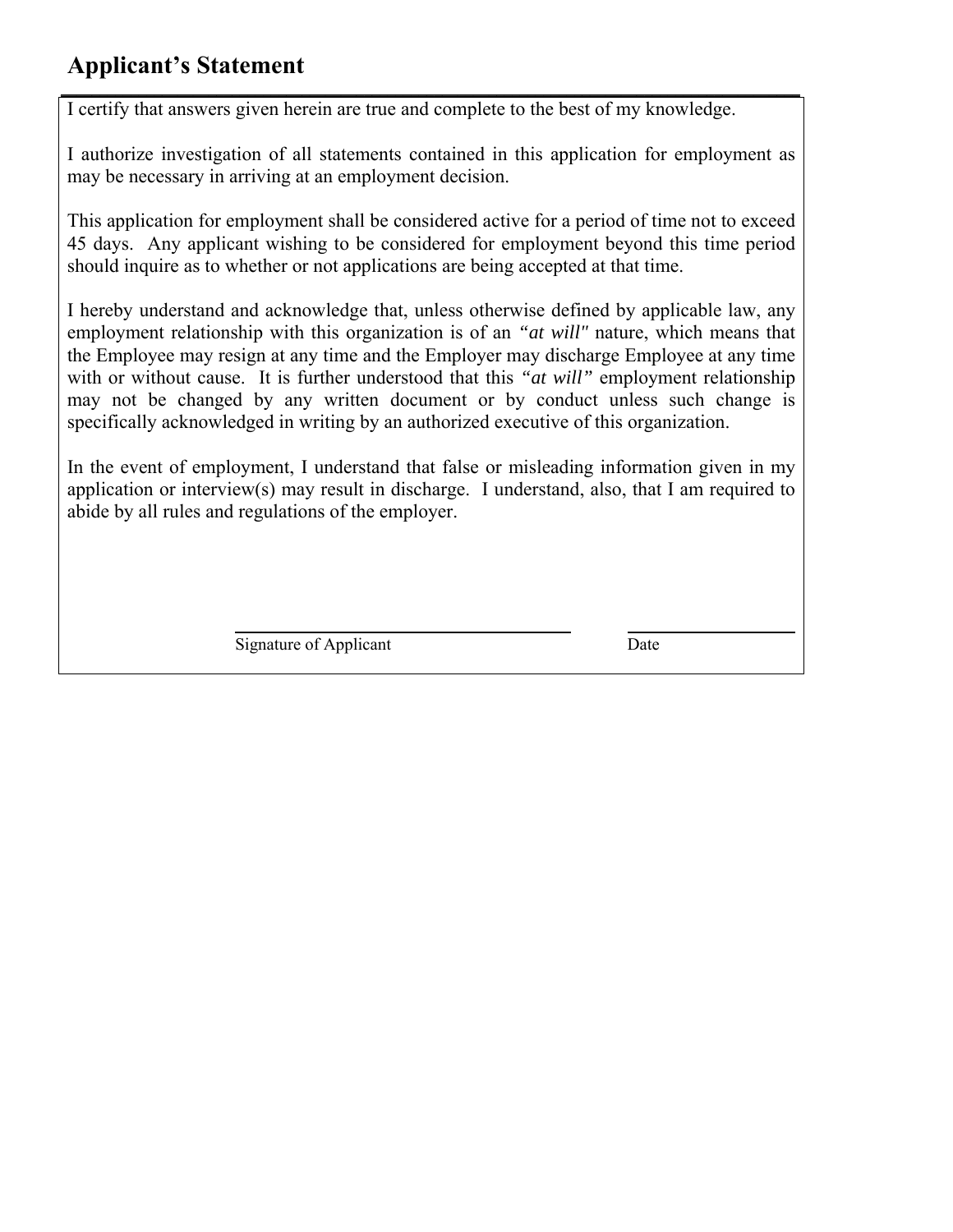## Applicant's Statement

I certify that answers given herein are true and complete to the best of my knowledge.

I authorize investigation of all statements contained in this application for employment as may be necessary in arriving at an employment decision.

This application for employment shall be considered active for a period of time not to exceed 45 days. Any applicant wishing to be considered for employment beyond this time period should inquire as to whether or not applications are being accepted at that time.

I hereby understand and acknowledge that, unless otherwise defined by applicable law, any employment relationship with this organization is of an *"at will"* nature, which means that the Employee may resign at any time and the Employer may discharge Employee at any time with or without cause. It is further understood that this *"at will"* employment relationship may not be changed by any written document or by conduct unless such change is specifically acknowledged in writing by an authorized executive of this organization.

In the event of employment, I understand that false or misleading information given in my application or interview(s) may result in discharge. I understand, also, that I am required to abide by all rules and regulations of the employer.

Signature of Applicant ______________________ Date ____________